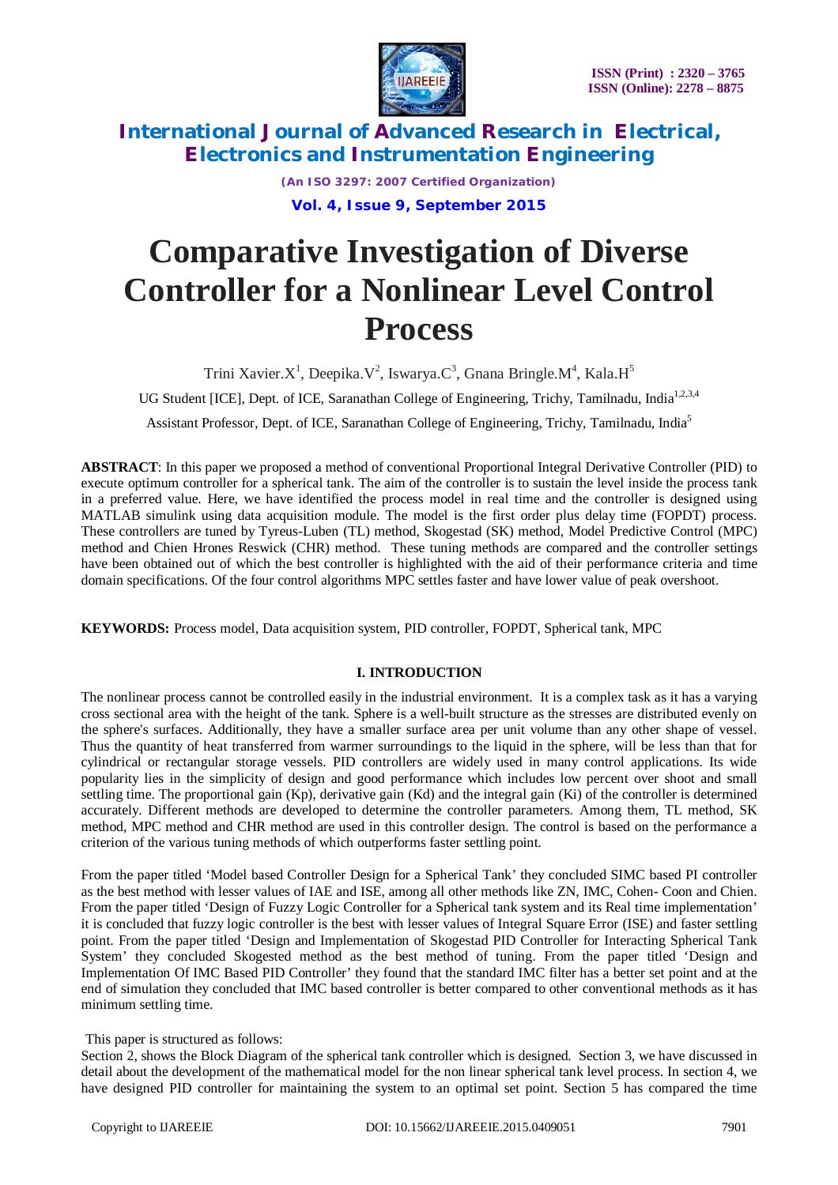# Comparative Investigation of Diverse Controller for a Nonlinear Level Control Process

Trini Xavier.X[1], Deepika.V[2], Iswarya.C[3], Gnana Bringle.M[4], Kala.H[5]

UG Student [ICE], Dept. of ICE, Saranathan College of Engineering, Trichy, Tamilnadu, India[1,2,3,4]

Assistant Professor, Dept. of ICE, Saranathan College of Engineering, Trichy, Tamilnadu, India[5]

**ABSTRACT**: In this paper we proposed a method of conventional Proportional Integral Derivative Controller (PID) to execute optimum controller for a spherical tank. The aim of the controller is to sustain the level inside the process tank in a preferred value. Here, we have identified the process model in real time and the controller is designed using MATLAB simulink using data acquisition module. The model is the first order plus delay time (FOPDT) process. These controllers are tuned by Tyreus-Luben (TL) method, Skogestad (SK) method, Model Predictive Control (MPC) method and Chien Hrones Reswick (CHR) method. These tuning methods are compared and the controller settings have been obtained out of which the best controller is highlighted with the aid of their performance criteria and time domain specifications. Of the four control algorithms MPC settles faster and have lower value of peak overshoot.

**KEYWORDS:** Process model, Data acquisition system, PID controller, FOPDT, Spherical tank, MPC

## I. INTRODUCTION

The nonlinear process cannot be controlled easily in the industrial environment. It is a complex task as it has a varying cross sectional area with the height of the tank. Sphere is a well-built structure as the stresses are distributed evenly on the sphere's surfaces. Additionally, they have a smaller surface area per unit volume than any other shape of vessel. Thus the quantity of heat transferred from warmer surroundings to the liquid in the sphere, will be less than that for cylindrical or rectangular storage vessels. PID controllers are widely used in many control applications. Its wide popularity lies in the simplicity of design and good performance which includes low percent over shoot and small settling time. The proportional gain (Kp), derivative gain (Kd) and the integral gain (Ki) of the controller is determined accurately. Different methods are developed to determine the controller parameters. Among them, TL method, SK method, MPC method and CHR method are used in this controller design. The control is based on the performance a criterion of the various tuning methods of which outperforms faster settling point.

From the paper titled 'Model based Controller Design for a Spherical Tank' they concluded SIMC based PI controller as the best method with lesser values of IAE and ISE, among all other methods like ZN, IMC, Cohen- Coon and Chien. From the paper titled 'Design of Fuzzy Logic Controller for a Spherical tank system and its Real time implementation' it is concluded that fuzzy logic controller is the best with lesser values of Integral Square Error (ISE) and faster settling point. From the paper titled 'Design and Implementation of Skogestad PID Controller for Interacting Spherical Tank System' they concluded Skogested method as the best method of tuning. From the paper titled 'Design and Implementation Of IMC Based PID Controller' they found that the standard IMC filter has a better set point and at the end of simulation they concluded that IMC based controller is better compared to other conventional methods as it has minimum settling time.

This paper is structured as follows:
Section 2, shows the Block Diagram of the spherical tank controller which is designed. Section 3, we have discussed in detail about the development of the mathematical model for the non linear spherical tank level process. In section 4, we have designed PID controller for maintaining the system to an optimal set point. Section 5 has compared the time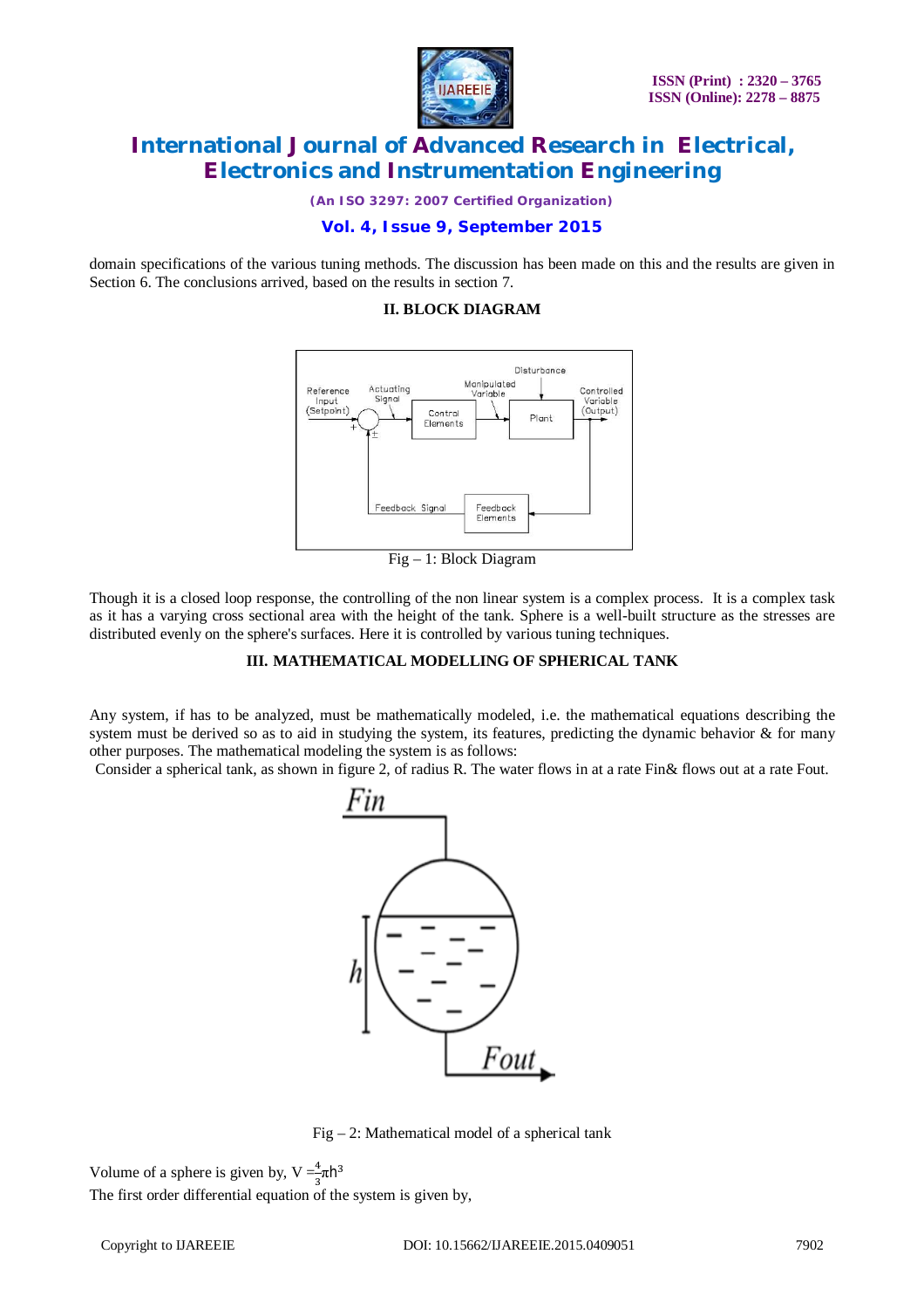domain specifications of the various tuning methods. The discussion has been made on this and the results are given in Section 6. The conclusions arrived, based on the results in section 7.

## II. BLOCK DIAGRAM

Fig – 1: Block Diagram

Though it is a closed loop response, the controlling of the non linear system is a complex process. It is a complex task as it has a varying cross sectional area with the height of the tank. Sphere is a well-built structure as the stresses are distributed evenly on the sphere's surfaces. Here it is controlled by various tuning techniques.

## III. MATHEMATICAL MODELLING OF SPHERICAL TANK

Any system, if has to be analyzed, must be mathematically modeled, i.e. the mathematical equations describing the system must be derived so as to aid in studying the system, its features, predicting the dynamic behavior & for many other purposes. The mathematical modeling the system is as follows:

Consider a spherical tank, as shown in figure 2, of radius R. The water flows in at a rate Fin& flows out at a rate Fout.

Fig – 2: Mathematical model of a spherical tank

Volume of a sphere is given by, $V = \frac{4}{3}\pi h^3$

The first order differential equation of the system is given by,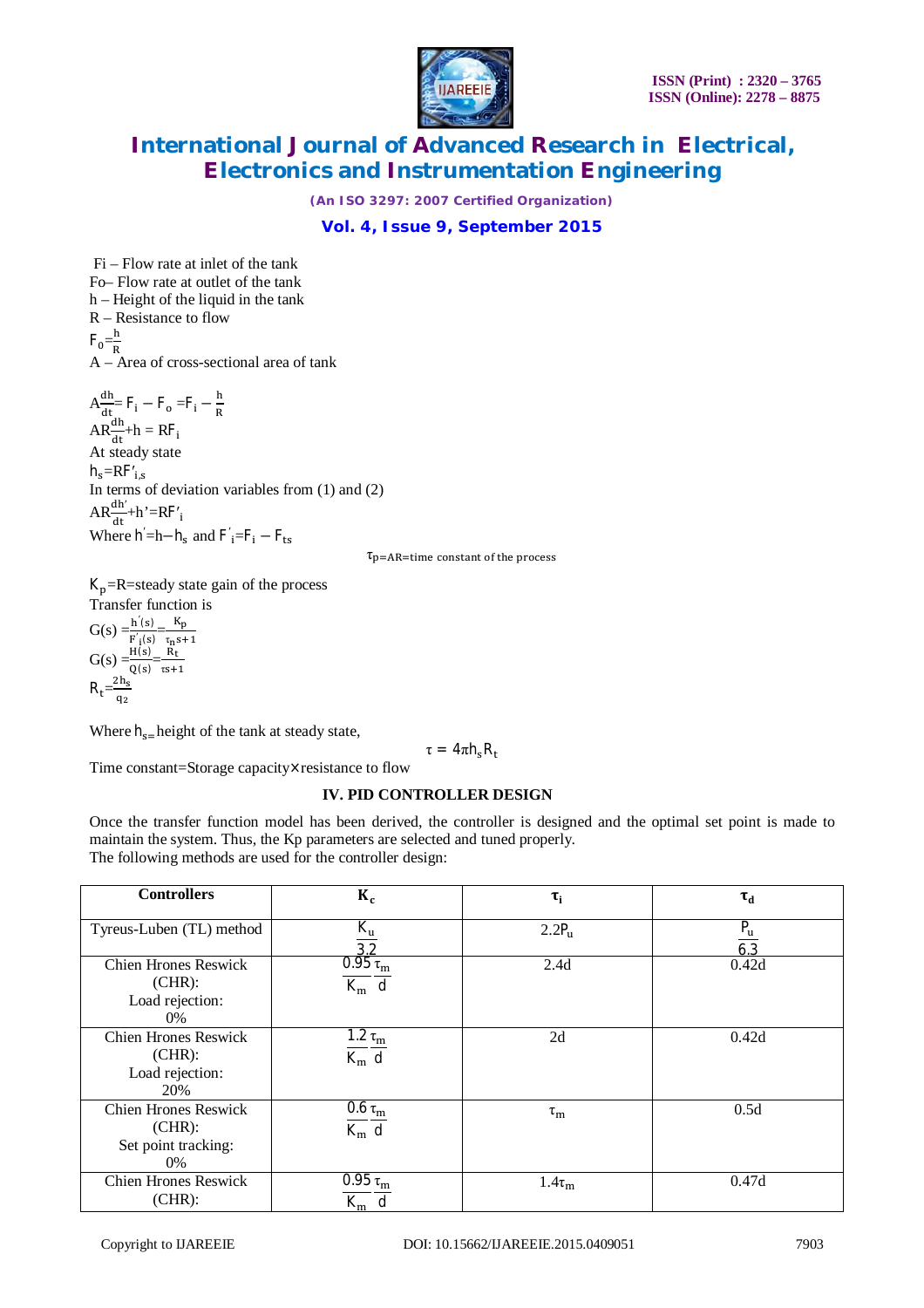Fi – Flow rate at inlet of the tank

Fo– Flow rate at outlet of the tank

h – Height of the liquid in the tank

R – Resistance to flow

$F_o = \frac{h}{R}$

A – Area of cross-sectional area of tank

$A\frac{dh}{dt} = F_i - F_o = F_i - \frac{h}{R}$

$AR\frac{dh}{dt} + h = RF_i$

At steady state

$h_s = RF'_{i,s}$

In terms of deviation variables from (1) and (2)

$AR\frac{dh'}{dt} + h' = RF'_i$

Where $h' = h - h_s$ and $F'_i = F_i - F_{ts}$

$\tau_p = AR$ = time constant of the process

$K_p = R$ = steady state gain of the process

Transfer function is

$G(s) = \frac{h'(s)}{F'_i(s)} = \frac{K_p}{\tau_n s + 1}$

$G(s) = \frac{H(s)}{Q(s)} = \frac{R_t}{\tau s + 1}$

$R_t = \frac{2h_s}{q_2}$

Where $h_s$ = height of the tank at steady state,

$\tau = 4\pi h_s R_t$

Time constant=Storage capacity × resistance to flow

## IV. PID CONTROLLER DESIGN

Once the transfer function model has been derived, the controller is designed and the optimal set point is made to maintain the system. Thus, the Kp parameters are selected and tuned properly.

The following methods are used for the controller design:

| Controllers | $K_c$ | $\tau_i$ | $\tau_d$ |
|---|---|---|---|
| Tyreus-Luben (TL) method | $\frac{K_u}{3.2}$ | $2.2P_u$ | $\frac{P_u}{6.3}$ |
| Chien Hrones Reswick (CHR): Load rejection: 0% | $\frac{0.95}{K_m}\frac{\tau_m}{d}$ | 2.4d | 0.42d |
| Chien Hrones Reswick (CHR): Load rejection: 20% | $\frac{1.2}{K_m}\frac{\tau_m}{d}$ | 2d | 0.42d |
| Chien Hrones Reswick (CHR): Set point tracking: 0% | $\frac{0.6}{K_m}\frac{\tau_m}{d}$ | $\tau_m$ | 0.5d |
| Chien Hrones Reswick (CHR): | $\frac{0.95}{K_m}\frac{\tau_m}{d}$ | $1.4\tau_m$ | 0.47d |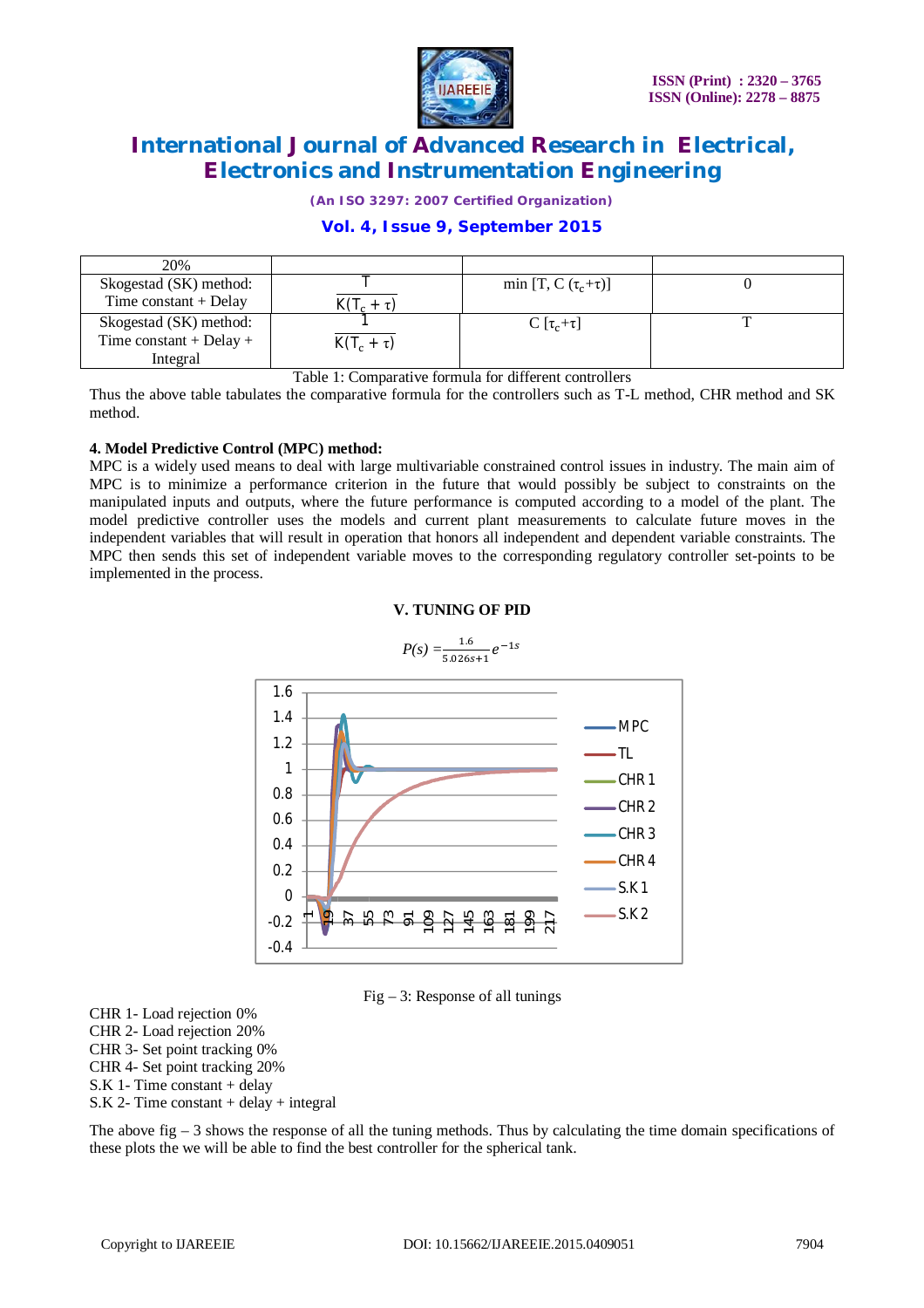| 20% | | | |
| --- | --- | --- | --- |
| Skogestad (SK) method: Time constant + Delay | $\frac{T}{K(T_c+\tau)}$ | min [T, C $(\tau_c+\tau)$] | 0 |
| Skogestad (SK) method: Time constant + Delay + Integral | $\frac{1}{K(T_c+\tau)}$ | C $[\tau_c+\tau]$ | T |

Table 1: Comparative formula for different controllers

Thus the above table tabulates the comparative formula for the controllers such as T-L method, CHR method and SK method.

**4. Model Predictive Control (MPC) method:**

MPC is a widely used means to deal with large multivariable constrained control issues in industry. The main aim of MPC is to minimize a performance criterion in the future that would possibly be subject to constraints on the manipulated inputs and outputs, where the future performance is computed according to a model of the plant. The model predictive controller uses the models and current plant measurements to calculate future moves in the independent variables that will result in operation that honors all independent and dependent variable constraints. The MPC then sends this set of independent variable moves to the corresponding regulatory controller set-points to be implemented in the process.

## V. TUNING OF PID

$$P(s) = \frac{1.6}{5.026s+1}e^{-1s}$$

Fig – 3: Response of all tunings

CHR 1- Load rejection 0%
CHR 2- Load rejection 20%
CHR 3- Set point tracking 0%
CHR 4- Set point tracking 20%
S.K 1- Time constant + delay
S.K 2- Time constant + delay + integral

The above fig – 3 shows the response of all the tuning methods. Thus by calculating the time domain specifications of these plots the we will be able to find the best controller for the spherical tank.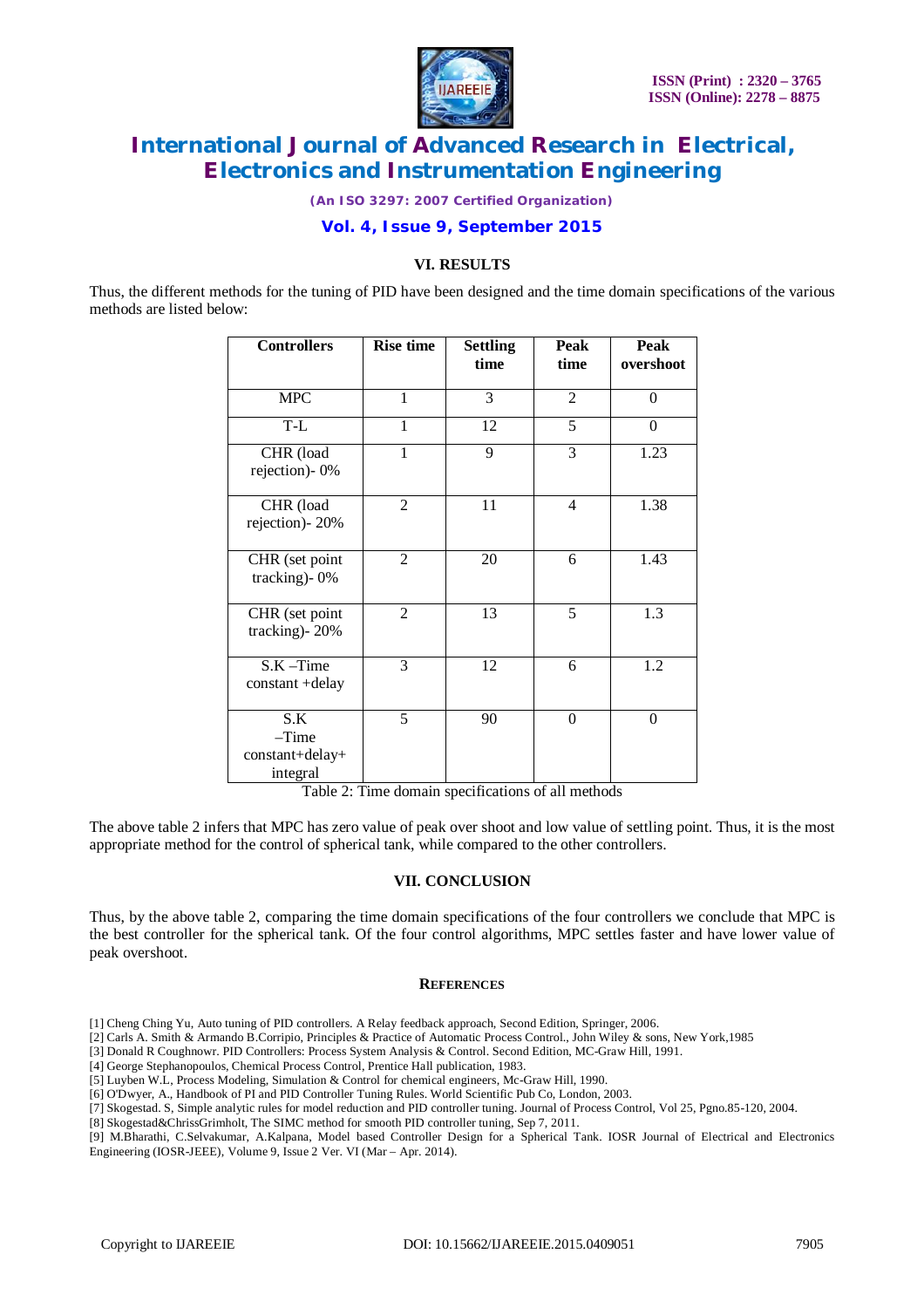## VI. RESULTS

Thus, the different methods for the tuning of PID have been designed and the time domain specifications of the various methods are listed below:

| Controllers | Rise time | Settling time | Peak time | Peak overshoot |
|---|---|---|---|---|
| MPC | 1 | 3 | 2 | 0 |
| T-L | 1 | 12 | 5 | 0 |
| CHR (load rejection)- 0% | 1 | 9 | 3 | 1.23 |
| CHR (load rejection)- 20% | 2 | 11 | 4 | 1.38 |
| CHR (set point tracking)- 0% | 2 | 20 | 6 | 1.43 |
| CHR (set point tracking)- 20% | 2 | 13 | 5 | 1.3 |
| S.K –Time constant +delay | 3 | 12 | 6 | 1.2 |
| S.K –Time constant+delay+ integral | 5 | 90 | 0 | 0 |

Table 2: Time domain specifications of all methods

The above table 2 infers that MPC has zero value of peak over shoot and low value of settling point. Thus, it is the most appropriate method for the control of spherical tank, while compared to the other controllers.

## VII. CONCLUSION

Thus, by the above table 2, comparing the time domain specifications of the four controllers we conclude that MPC is the best controller for the spherical tank. Of the four control algorithms, MPC settles faster and have lower value of peak overshoot.

### REFERENCES

[1] Cheng Ching Yu, Auto tuning of PID controllers. A Relay feedback approach, Second Edition, Springer, 2006.

[2] Carls A. Smith & Armando B.Corripio, Principles & Practice of Automatic Process Control., John Wiley & sons, New York,1985

[3] Donald R Coughnowr. PID Controllers: Process System Analysis & Control. Second Edition, MC-Graw Hill, 1991.

[4] George Stephanopoulos, Chemical Process Control, Prentice Hall publication, 1983.

[5] Luyben W.L, Process Modeling, Simulation & Control for chemical engineers, Mc-Graw Hill, 1990.

[6] O'Dwyer, A., Handbook of PI and PID Controller Tuning Rules. World Scientific Pub Co, London, 2003.

[7] Skogestad. S, Simple analytic rules for model reduction and PID controller tuning. Journal of Process Control, Vol 25, Pgno.85-120, 2004.

[8] Skogestad&ChrissGrimholt, The SIMC method for smooth PID controller tuning, Sep 7, 2011.

[9] M.Bharathi, C.Selvakumar, A.Kalpana, Model based Controller Design for a Spherical Tank. IOSR Journal of Electrical and Electronics Engineering (IOSR-JEEE), Volume 9, Issue 2 Ver. VI (Mar – Apr. 2014).